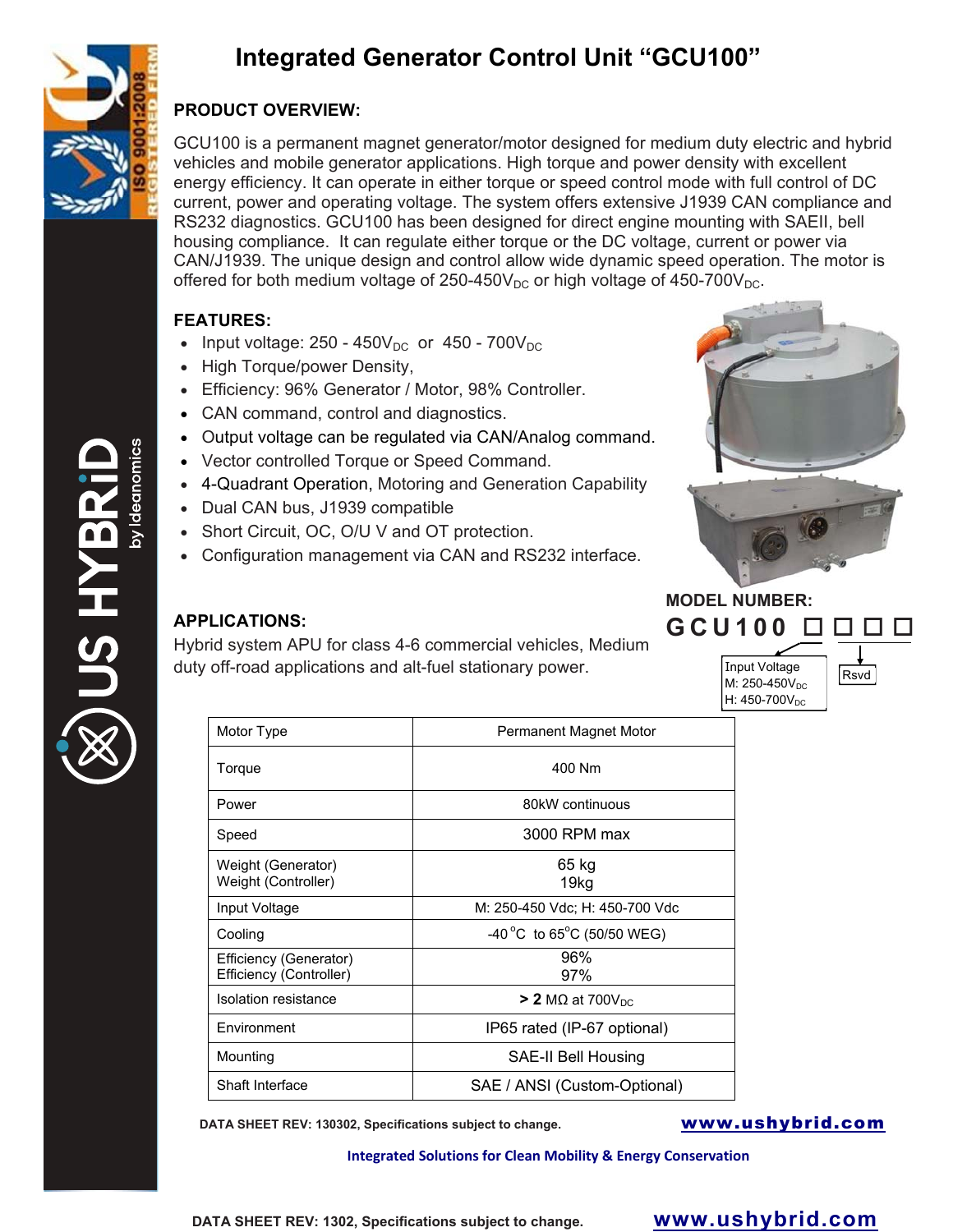# Integrated Generator Control Unit "GCU100"

## PRODUCT OVERVIEW:

GCU100 is a permanent magnet generator/motor designed for medium duty electric and hybrid vehicles and mobile generator applications. High torque and power density with excellent energy efficiency. It can operate in either torque or speed control mode with full control of DC current, power and operating voltage. The system offers extensive J1939 CAN compliance and RS232 diagnostics. GCU100 has been designed for direct engine mounting with SAEII, bell housing compliance. It can regulate either torque or the DC voltage, current or power via CAN/J1939. The unique design and control allow wide dynamic speed operation. The motor is offered for both medium voltage of 250-450$V_{DC}$ or high voltage of 450-700$V_{DC}$.

## FEATURES:

- Input voltage: 250 - 450$V_{DC}$ or 450 - 700$V_{DC}$
- High Torque/power Density,
- Efficiency: 96% Generator / Motor, 98% Controller.
- CAN command, control and diagnostics.
- Output voltage can be regulated via CAN/Analog command.
- Vector controlled Torque or Speed Command.
- 4-Quadrant Operation, Motoring and Generation Capability
- Dual CAN bus, J1939 compatible
- Short Circuit, OC, O/U V and OT protection.
- Configuration management via CAN and RS232 interface.

## MODEL NUMBER:

**GCU100 □□□□**

Input Voltage
M: 250-450$V_{DC}$
H: 450-700$V_{DC}$

Rsvd

## APPLICATIONS:

Hybrid system APU for class 4-6 commercial vehicles, Medium duty off-road applications and alt-fuel stationary power.

| Motor Type | Permanent Magnet Motor |
|---|---|
| Torque | 400 Nm |
| Power | 80kW continuous |
| Speed | 3000 RPM max |
| Weight (Generator)<br>Weight (Controller) | 65 kg<br>19kg |
| Input Voltage | M: 250-450 Vdc; H: 450-700 Vdc |
| Cooling | -40 °C to 65°C (50/50 WEG) |
| Efficiency (Generator)<br>Efficiency (Controller) | 96%<br>97% |
| Isolation resistance | **> 2** MΩ at 700$V_{DC}$ |
| Environment | IP65 rated (IP-67 optional) |
| Mounting | SAE-II Bell Housing |
| Shaft Interface | SAE / ANSI (Custom-Optional) |

**DATA SHEET REV: 130302, Specifications subject to change.** **www.ushybrid.com**

**Integrated Solutions for Clean Mobility & Energy Conservation**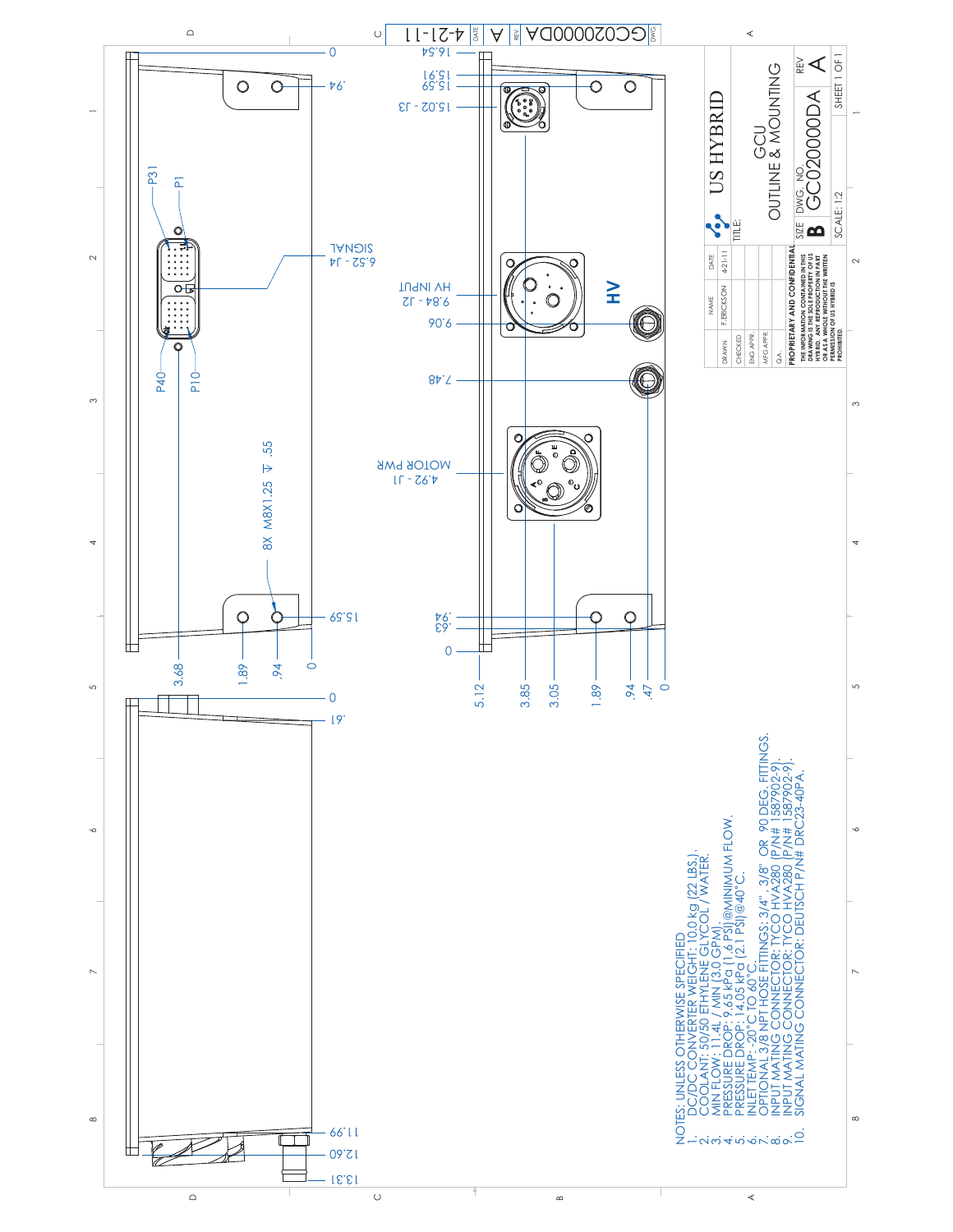# US HYBRID

**TITLE:** GCU OUTLINE & MOUNTING

| | NAME | DATE |
|---|---|---|
| DRAWN | F.ERICKSON | 4-21-11 |
| CHECKED | | |
| ENG APPR. | | |
| MFG APPR. | | |
| Q.A. | | |

**PROPRIETARY AND CONFIDENTIAL**

THE INFORMATION CONTAINED IN THIS DRAWING IS THE SOLE PROPERTY OF US HYBRID. ANY REPRODUCTION IN PART OR AS A WHOLE WITHOUT THE WRITTEN PERMISSION OF US HYBRID IS PROHIBITED.

| SIZE | DWG. NO. | REV |
|---|---|---|
| B | GC020000DA | A |

SCALE: 1:2 | SHEET 1 OF 1

| DWG | REV | DATE |
|---|---|---|
| GC020000DA | A | 4-21-11 |

Connector labels: SIGNAL 6.52 - J4; HV INPUT 9.84 - J2; MOTOR PWR 4.92 - J1; 15.02 - J3; HV; P31; P1; P40; P10; 8X M8X1.25 ⊽ .55

NOTES: UNLESS OTHERWISE SPECIFIED

1. DC/DC CONVERTER WEIGHT: 10.0 kg (22 LBS.).
2. COOLANT: 50/50 ETHYLENE GLYCOL / WATER.
3. MIN FLOW: 11.4L / MIN (3.0 GPM).
4. PRESSURE DROP: 9.65 kPa (1.6 PSI)@MINIMUM FLOW.
5. PRESSURE DROP: 14.05 kPa (2.1 PSI)@40°C.
6. INLET TEMP: -20°C TO 60°C.
7. OPTIONAL 3/8 NPT HOSE FITTINGS: 3/4", 3/8" OR 90 DEG. FITTINGS.
8. INPUT MATING CONNECTOR: TYCO HVA280 (P/N# 1587902-9).
9. INPUT MATING CONNECTOR: TYCO HVA280 (P/N# 1587902-9).
10. SIGNAL MATING CONNECTOR: DEUTSCH P/N# DRC23-40PA.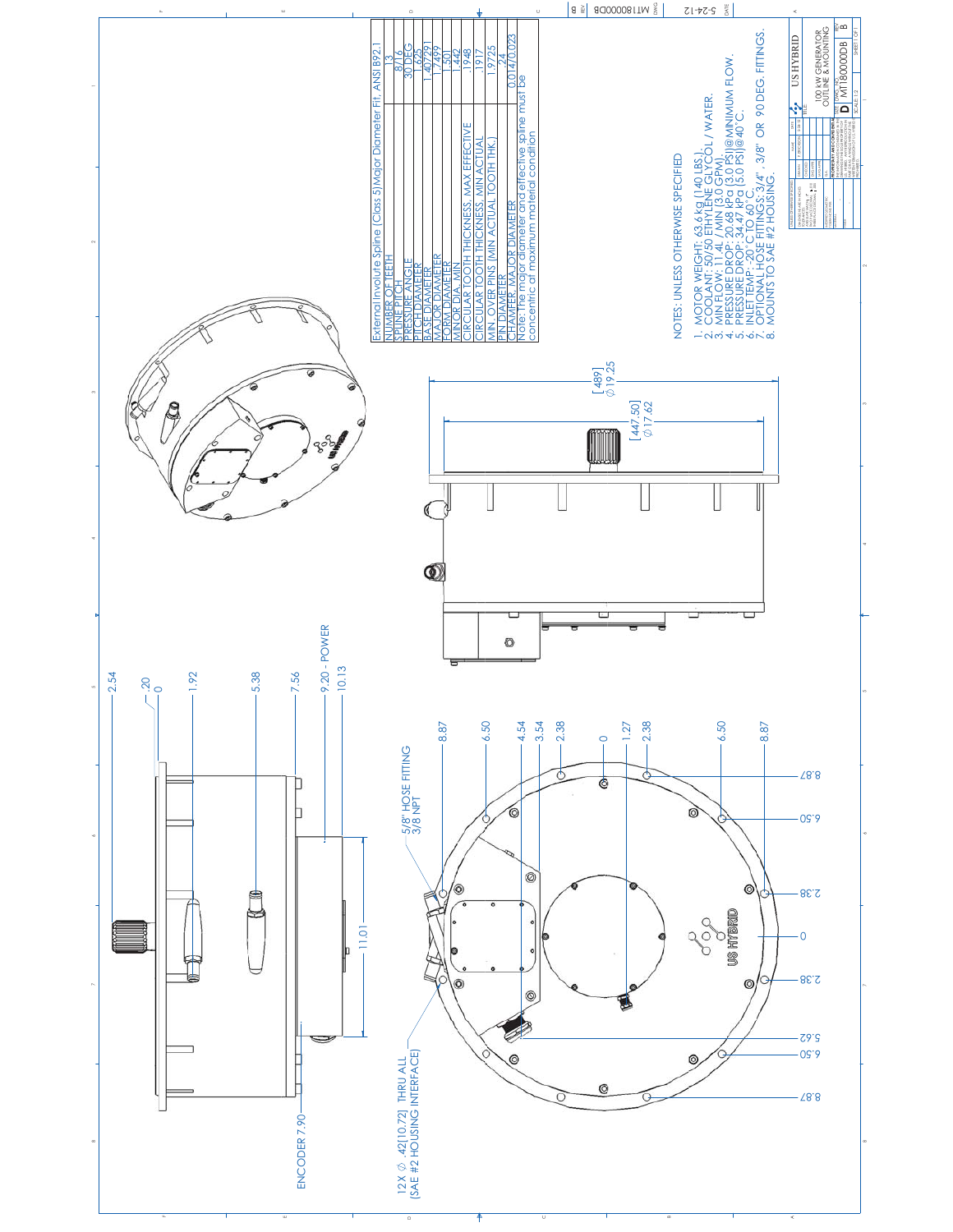| External Involute Spline (Class 5) Major Diameter Fit, ANSI B92.1 | |
|---|---|
| NUMBER OF TEETH | 13 |
| SPLINE PITCH | 8/16 |
| PRESSURE ANGLE | 30 DEG |
| PITCH DIAMETER | 1.625 |
| BASE DIAMETER | 1.40729 |
| MAJOR DIAMETER | 1.7499 |
| FORM DIAMETER | 1.501 |
| MINOR DIA. MIN | 1.442 |
| CIRCULAR TOOTH THICKNESS, MAX EFFECTIVE | .1948 |
| CIRCULAR TOOTH THICKNESS, MIN ACTUAL | .1917 |
| MIN. OVER PINS (MIN ACTUAL TOOTH THK.) | 1.9725 |
| PIN DIAMETER | .24 |
| CHAMFER, MAJOR DIAMETER | 0.014/0.023 |
| Note: The major diameter and effective spline must be concentric at maximum material condition | |

NOTES: UNLESS OTHERWISE SPECIFIED

1. MOTOR WEIGHT: 63.6 kg (140 LBS.).
2. COOLANT: 50/50 ETHYLENE GLYCOL / WATER.
3. MIN FLOW: 11.4L / MIN (3.0 GPM).
4. PRESSURE DROP: 20.68 kPa (3.0 PSI)@MINIMUM FLOW.
5. PRESSURE DROP: 34.47 kPa (5.0 PSI)@40°C.
6. INLET TEMP: -20°C TO 60°C.
7. OPTIONAL HOSE FITTINGS: 3/4", 3/8" OR 90 DEG. FITTINGS.
8. MOUNTS TO SAE #2 HOUSING.

[489] ⌀19.25

[447.50] ⌀17.62

2.54
.20
0
1.92
5.38
7.56
9.20 - POWER
10.13
11.01
ENCODER 7.90

5/8" HOSE FITTING 3/8 NPT

12X ⌀ .42[10.72] THRU ALL (SAE #2 HOUSING INTERFACE)

8.87
6.50
4.54
3.54
2.38
0
1.27
2.38
6.50
8.87

8.87
6.50
2.38
0
2.38
5.62
6.50
8.87

US HYBRID

TITLE: 100 kW GENERATOR OUTLINE & MOUNTING

SIZE D DWG. NO. MT18000DB REV B

SCALE: 1:2 SHEET 1 OF 1

DWG MT18000DB REV B DATE 5-24-12